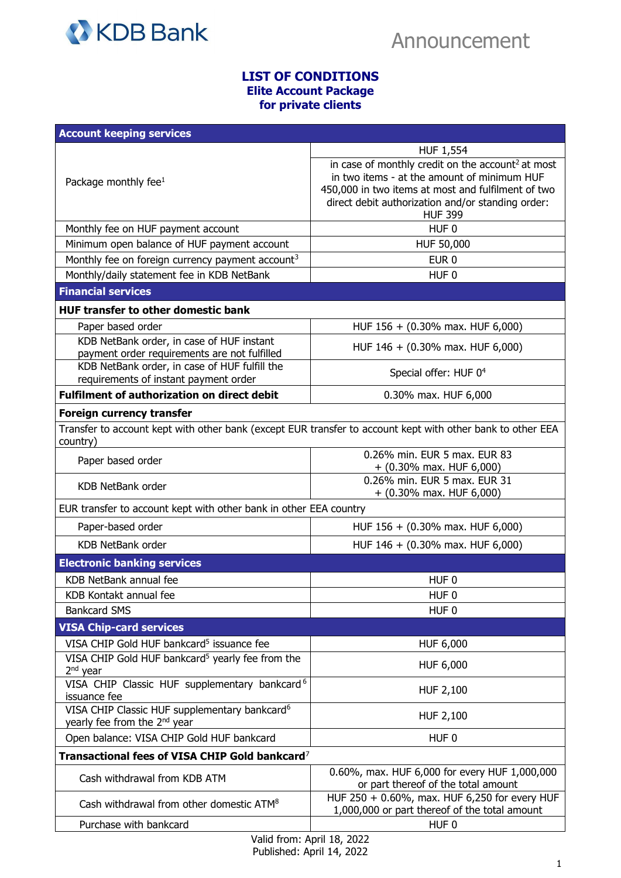KDB Bank

Announcement

# LIST OF CONDITIONS
## Elite Account Package
## for private clients

| Account keeping services | |
|---|---|
| Package monthly fee[1] | HUF 1,554<br>in case of monthly credit on the account[2] at most in two items - at the amount of minimum HUF 450,000 in two items at most and fulfilment of two direct debit authorization and/or standing order: HUF 399 |
| Monthly fee on HUF payment account | HUF 0 |
| Minimum open balance of HUF payment account | HUF 50,000 |
| Monthly fee on foreign currency payment account[3] | EUR 0 |
| Monthly/daily statement fee in KDB NetBank | HUF 0 |
| **Financial services** | |
| **HUF transfer to other domestic bank** | |
| Paper based order | HUF 156 + (0.30% max. HUF 6,000) |
| KDB NetBank order, in case of HUF instant payment order requirements are not fulfilled | HUF 146 + (0.30% max. HUF 6,000) |
| KDB NetBank order, in case of HUF fulfill the requirements of instant payment order | Special offer: HUF 0[4] |
| **Fulfilment of authorization on direct debit** | 0.30% max. HUF 6,000 |
| **Foreign currency transfer** | |
| Transfer to account kept with other bank (except EUR transfer to account kept with other bank to other EEA country) | |
| Paper based order | 0.26% min. EUR 5 max. EUR 83 + (0.30% max. HUF 6,000) |
| KDB NetBank order | 0.26% min. EUR 5 max. EUR 31 + (0.30% max. HUF 6,000) |
| EUR transfer to account kept with other bank in other EEA country | |
| Paper-based order | HUF 156 + (0.30% max. HUF 6,000) |
| KDB NetBank order | HUF 146 + (0.30% max. HUF 6,000) |
| **Electronic banking services** | |
| KDB NetBank annual fee | HUF 0 |
| KDB Kontakt annual fee | HUF 0 |
| Bankcard SMS | HUF 0 |
| **VISA Chip-card services** | |
| VISA CHIP Gold HUF bankcard[5] issuance fee | HUF 6,000 |
| VISA CHIP Gold HUF bankcard[5] yearly fee from the 2nd year | HUF 6,000 |
| VISA CHIP Classic HUF supplementary bankcard[6] issuance fee | HUF 2,100 |
| VISA CHIP Classic HUF supplementary bankcard[6] yearly fee from the 2nd year | HUF 2,100 |
| Open balance: VISA CHIP Gold HUF bankcard | HUF 0 |
| **Transactional fees of VISA CHIP Gold bankcard[7]** | |
| Cash withdrawal from KDB ATM | 0.60%, max. HUF 6,000 for every HUF 1,000,000 or part thereof of the total amount |
| Cash withdrawal from other domestic ATM[8] | HUF 250 + 0.60%, max. HUF 6,250 for every HUF 1,000,000 or part thereof of the total amount |
| Purchase with bankcard | HUF 0 |

Valid from: April 18, 2022
Published: April 14, 2022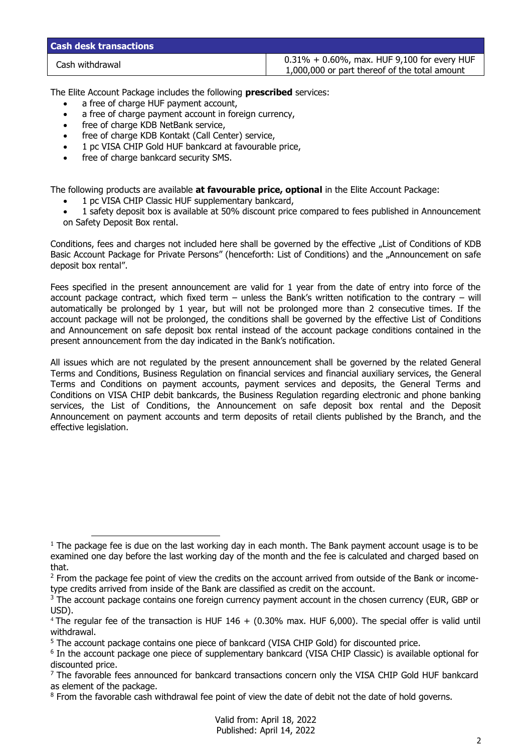| Cash desk transactions | |
|---|---|
| Cash withdrawal | 0.31% + 0.60%, max. HUF 9,100 for every HUF 1,000,000 or part thereof of the total amount |

The Elite Account Package includes the following **prescribed** services:

- a free of charge HUF payment account,
- a free of charge payment account in foreign currency,
- free of charge KDB NetBank service,
- free of charge KDB Kontakt (Call Center) service,
- 1 pc VISA CHIP Gold HUF bankcard at favourable price,
- free of charge bankcard security SMS.

The following products are available **at favourable price, optional** in the Elite Account Package:

- 1 pc VISA CHIP Classic HUF supplementary bankcard,
- 1 safety deposit box is available at 50% discount price compared to fees published in Announcement on Safety Deposit Box rental.

Conditions, fees and charges not included here shall be governed by the effective „List of Conditions of KDB Basic Account Package for Private Persons" (henceforth: List of Conditions) and the „Announcement on safe deposit box rental".

Fees specified in the present announcement are valid for 1 year from the date of entry into force of the account package contract, which fixed term – unless the Bank's written notification to the contrary – will automatically be prolonged by 1 year, but will not be prolonged more than 2 consecutive times. If the account package will not be prolonged, the conditions shall be governed by the effective List of Conditions and Announcement on safe deposit box rental instead of the account package conditions contained in the present announcement from the day indicated in the Bank's notification.

All issues which are not regulated by the present announcement shall be governed by the related General Terms and Conditions, Business Regulation on financial services and financial auxiliary services, the General Terms and Conditions on payment accounts, payment services and deposits, the General Terms and Conditions on VISA CHIP debit bankcards, the Business Regulation regarding electronic and phone banking services, the List of Conditions, the Announcement on safe deposit box rental and the Deposit Announcement on payment accounts and term deposits of retail clients published by the Branch, and the effective legislation.

[1] The package fee is due on the last working day in each month. The Bank payment account usage is to be examined one day before the last working day of the month and the fee is calculated and charged based on that.

[2] From the package fee point of view the credits on the account arrived from outside of the Bank or income-type credits arrived from inside of the Bank are classified as credit on the account.

[3] The account package contains one foreign currency payment account in the chosen currency (EUR, GBP or USD).

[4] The regular fee of the transaction is HUF 146 + (0.30% max. HUF 6,000). The special offer is valid until withdrawal.

[5] The account package contains one piece of bankcard (VISA CHIP Gold) for discounted price.

[6] In the account package one piece of supplementary bankcard (VISA CHIP Classic) is available optional for discounted price.

[7] The favorable fees announced for bankcard transactions concern only the VISA CHIP Gold HUF bankcard as element of the package.

[8] From the favorable cash withdrawal fee point of view the date of debit not the date of hold governs.

Valid from: April 18, 2022
Published: April 14, 2022